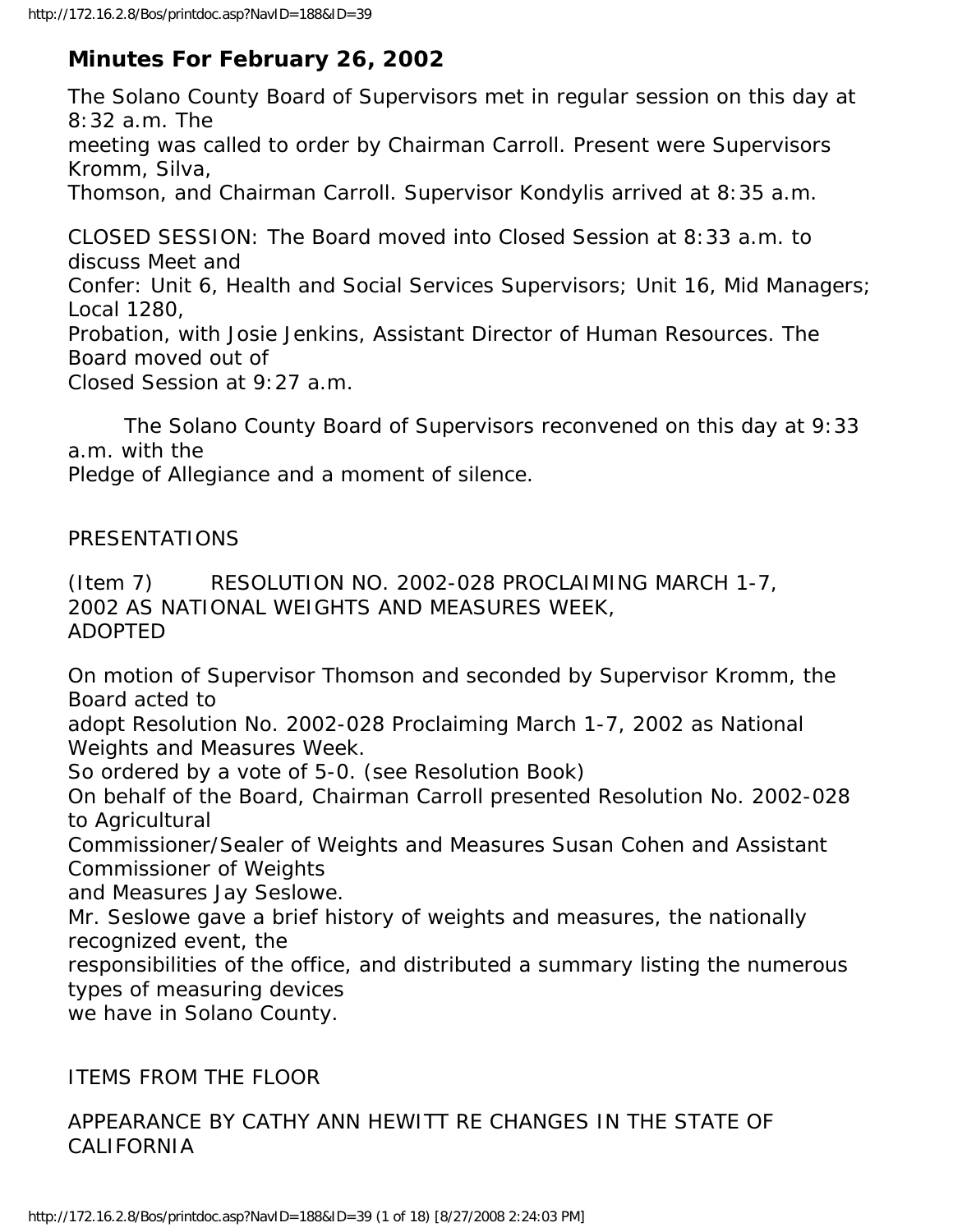## Minutes For February 26, 2002

The Solano County Board of Supervisors met in regular session on this day at 8:32 a.m. The meeting was called to order by Chairman Carroll. Present were Supervisors Kromm, Silva, Thomson, and Chairman Carroll. Supervisor Kondylis arrived at 8:35 a.m.

CLOSED SESSION: The Board moved into Closed Session at 8:33 a.m. to discuss Meet and Confer: Unit 6, Health and Social Services Supervisors; Unit 16, Mid Managers; Local 1280, Probation, with Josie Jenkins, Assistant Director of Human Resources. The Board moved out of Closed Session at 9:27 a.m.

The Solano County Board of Supervisors reconvened on this day at 9:33 a.m. with the Pledge of Allegiance and a moment of silence.

PRESENTATIONS

(Item 7) RESOLUTION NO. 2002-028 PROCLAIMING MARCH 1-7, 2002 AS NATIONAL WEIGHTS AND MEASURES WEEK, ADOPTED

On motion of Supervisor Thomson and seconded by Supervisor Kromm, the Board acted to adopt Resolution No. 2002-028 Proclaiming March 1-7, 2002 as National Weights and Measures Week. So ordered by a vote of 5-0. (see Resolution Book)

On behalf of the Board, Chairman Carroll presented Resolution No. 2002-028 to Agricultural Commissioner/Sealer of Weights and Measures Susan Cohen and Assistant Commissioner of Weights and Measures Jay Seslowe.

Mr. Seslowe gave a brief history of weights and measures, the nationally recognized event, the responsibilities of the office, and distributed a summary listing the numerous types of measuring devices we have in Solano County.

ITEMS FROM THE FLOOR

APPEARANCE BY CATHY ANN HEWITT RE CHANGES IN THE STATE OF CALIFORNIA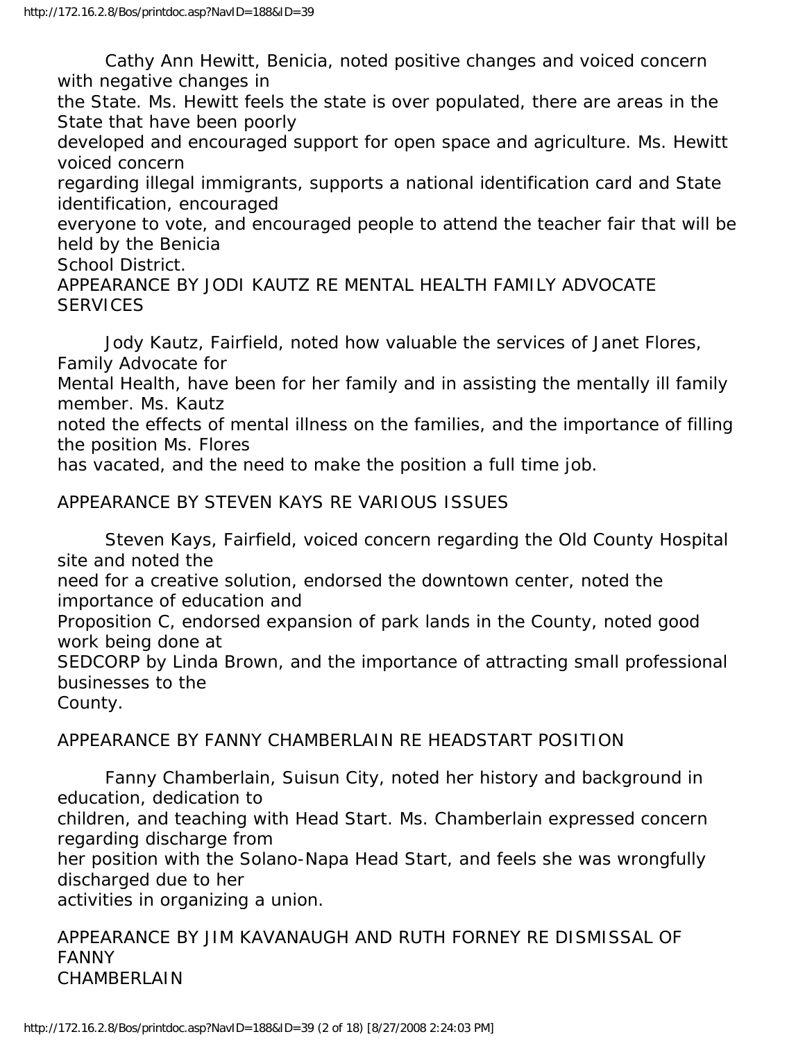Cathy Ann Hewitt, Benicia, noted positive changes and voiced concern with negative changes in the State. Ms. Hewitt feels the state is over populated, there are areas in the State that have been poorly developed and encouraged support for open space and agriculture. Ms. Hewitt voiced concern regarding illegal immigrants, supports a national identification card and State identification, encouraged everyone to vote, and encouraged people to attend the teacher fair that will be held by the Benicia School District.

APPEARANCE BY JODI KAUTZ RE MENTAL HEALTH FAMILY ADVOCATE SERVICES

Jody Kautz, Fairfield, noted how valuable the services of Janet Flores, Family Advocate for Mental Health, have been for her family and in assisting the mentally ill family member. Ms. Kautz noted the effects of mental illness on the families, and the importance of filling the position Ms. Flores has vacated, and the need to make the position a full time job.

APPEARANCE BY STEVEN KAYS RE VARIOUS ISSUES

Steven Kays, Fairfield, voiced concern regarding the Old County Hospital site and noted the need for a creative solution, endorsed the downtown center, noted the importance of education and Proposition C, endorsed expansion of park lands in the County, noted good work being done at SEDCORP by Linda Brown, and the importance of attracting small professional businesses to the County.

APPEARANCE BY FANNY CHAMBERLAIN RE HEADSTART POSITION

Fanny Chamberlain, Suisun City, noted her history and background in education, dedication to children, and teaching with Head Start. Ms. Chamberlain expressed concern regarding discharge from her position with the Solano-Napa Head Start, and feels she was wrongfully discharged due to her activities in organizing a union.

APPEARANCE BY JIM KAVANAUGH AND RUTH FORNEY RE DISMISSAL OF FANNY CHAMBERLAIN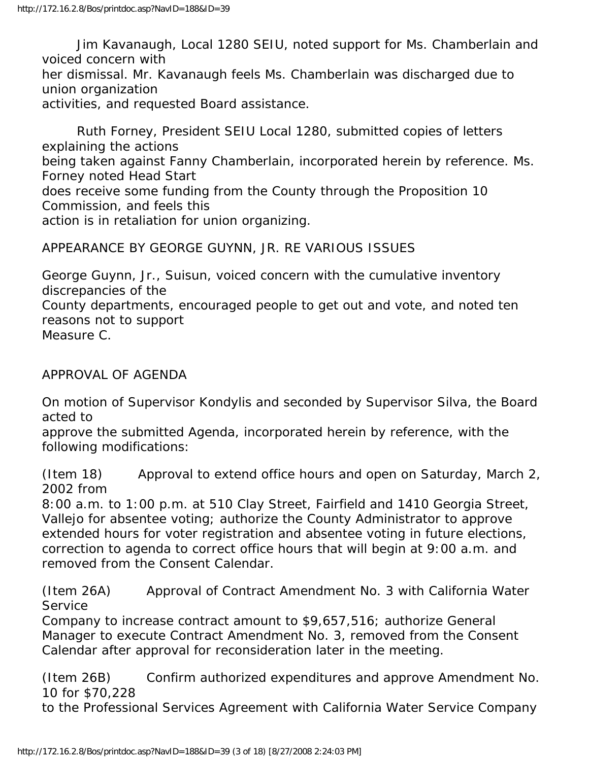Jim Kavanaugh, Local 1280 SEIU, noted support for Ms. Chamberlain and voiced concern with her dismissal. Mr. Kavanaugh feels Ms. Chamberlain was discharged due to union organization activities, and requested Board assistance.

Ruth Forney, President SEIU Local 1280, submitted copies of letters explaining the actions being taken against Fanny Chamberlain, incorporated herein by reference. Ms. Forney noted Head Start does receive some funding from the County through the Proposition 10 Commission, and feels this action is in retaliation for union organizing.

APPEARANCE BY GEORGE GUYNN, JR. RE VARIOUS ISSUES

George Guynn, Jr., Suisun, voiced concern with the cumulative inventory discrepancies of the County departments, encouraged people to get out and vote, and noted ten reasons not to support Measure C.

APPROVAL OF AGENDA

On motion of Supervisor Kondylis and seconded by Supervisor Silva, the Board acted to approve the submitted Agenda, incorporated herein by reference, with the following modifications:

(Item 18) Approval to extend office hours and open on Saturday, March 2, 2002 from 8:00 a.m. to 1:00 p.m. at 510 Clay Street, Fairfield and 1410 Georgia Street, Vallejo for absentee voting; authorize the County Administrator to approve extended hours for voter registration and absentee voting in future elections, correction to agenda to correct office hours that will begin at 9:00 a.m. and removed from the Consent Calendar.

(Item 26A) Approval of Contract Amendment No. 3 with California Water Service Company to increase contract amount to $9,657,516; authorize General Manager to execute Contract Amendment No. 3, removed from the Consent Calendar after approval for reconsideration later in the meeting.

(Item 26B) Confirm authorized expenditures and approve Amendment No. 10 for $70,228 to the Professional Services Agreement with California Water Service Company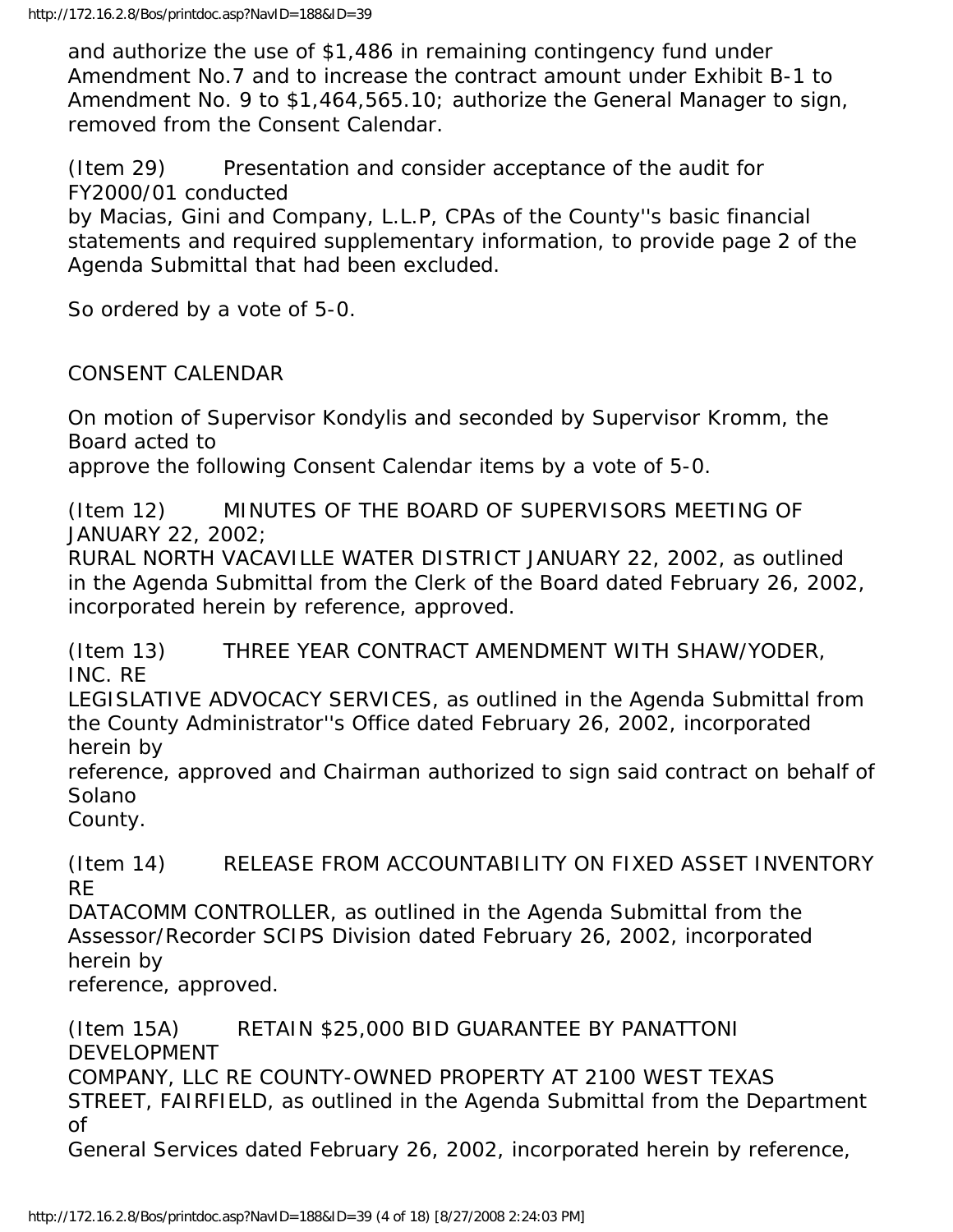and authorize the use of $1,486 in remaining contingency fund under Amendment No.7 and to increase the contract amount under Exhibit B-1 to Amendment No. 9 to $1,464,565.10; authorize the General Manager to sign, removed from the Consent Calendar.

(Item 29) Presentation and consider acceptance of the audit for FY2000/01 conducted by Macias, Gini and Company, L.L.P, CPAs of the County''s basic financial statements and required supplementary information, to provide page 2 of the Agenda Submittal that had been excluded.

So ordered by a vote of 5-0.

CONSENT CALENDAR

On motion of Supervisor Kondylis and seconded by Supervisor Kromm, the Board acted to approve the following Consent Calendar items by a vote of 5-0.

(Item 12) MINUTES OF THE BOARD OF SUPERVISORS MEETING OF JANUARY 22, 2002; RURAL NORTH VACAVILLE WATER DISTRICT JANUARY 22, 2002, as outlined in the Agenda Submittal from the Clerk of the Board dated February 26, 2002, incorporated herein by reference, approved.

(Item 13) THREE YEAR CONTRACT AMENDMENT WITH SHAW/YODER, INC. RE LEGISLATIVE ADVOCACY SERVICES, as outlined in the Agenda Submittal from the County Administrator''s Office dated February 26, 2002, incorporated herein by reference, approved and Chairman authorized to sign said contract on behalf of Solano County.

(Item 14) RELEASE FROM ACCOUNTABILITY ON FIXED ASSET INVENTORY RE DATACOMM CONTROLLER, as outlined in the Agenda Submittal from the Assessor/Recorder SCIPS Division dated February 26, 2002, incorporated herein by reference, approved.

(Item 15A) RETAIN $25,000 BID GUARANTEE BY PANATTONI DEVELOPMENT COMPANY, LLC RE COUNTY-OWNED PROPERTY AT 2100 WEST TEXAS STREET, FAIRFIELD, as outlined in the Agenda Submittal from the Department of General Services dated February 26, 2002, incorporated herein by reference,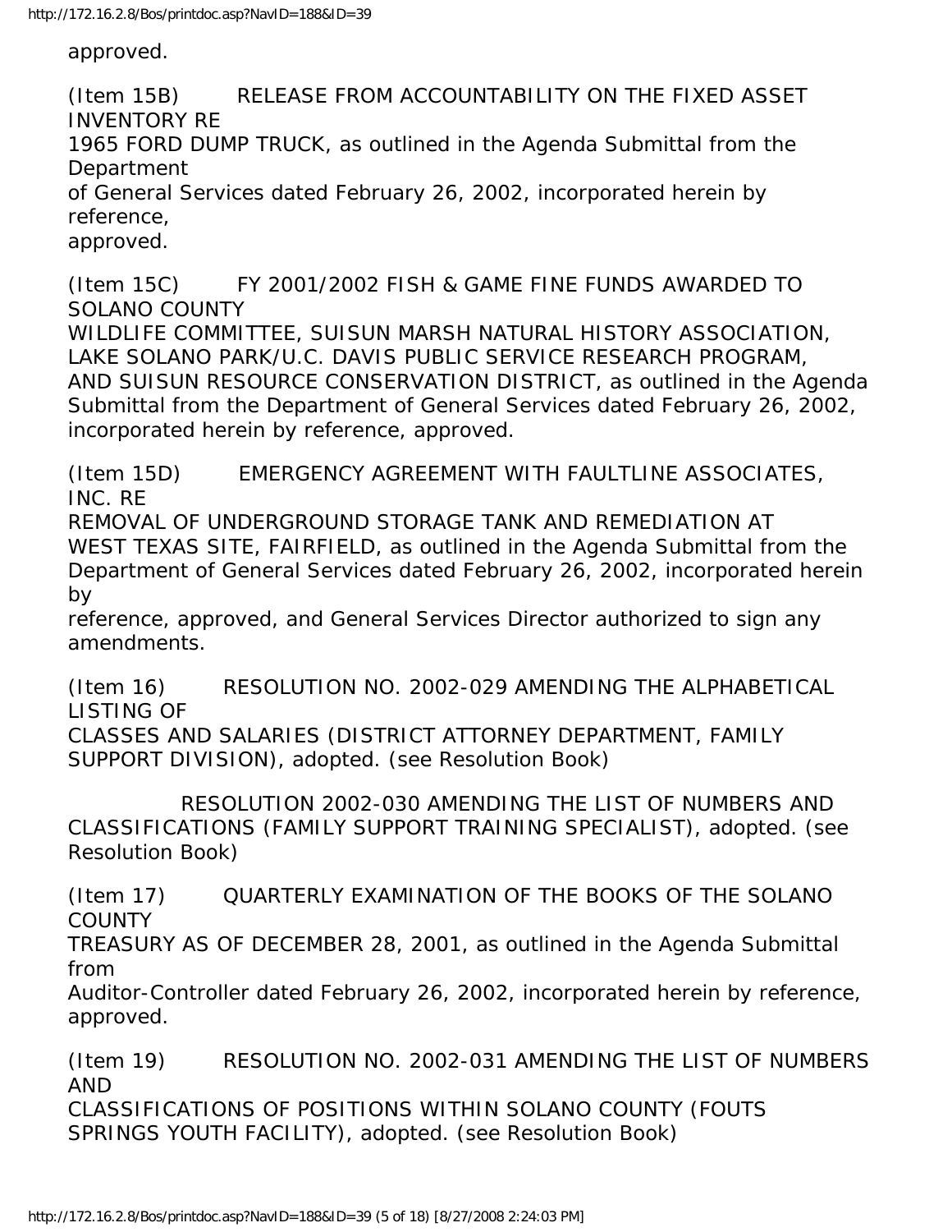approved.

(Item 15B) RELEASE FROM ACCOUNTABILITY ON THE FIXED ASSET INVENTORY RE 1965 FORD DUMP TRUCK, as outlined in the Agenda Submittal from the Department of General Services dated February 26, 2002, incorporated herein by reference, approved.

(Item 15C) FY 2001/2002 FISH & GAME FINE FUNDS AWARDED TO SOLANO COUNTY WILDLIFE COMMITTEE, SUISUN MARSH NATURAL HISTORY ASSOCIATION, LAKE SOLANO PARK/U.C. DAVIS PUBLIC SERVICE RESEARCH PROGRAM, AND SUISUN RESOURCE CONSERVATION DISTRICT, as outlined in the Agenda Submittal from the Department of General Services dated February 26, 2002, incorporated herein by reference, approved.

(Item 15D) EMERGENCY AGREEMENT WITH FAULTLINE ASSOCIATES, INC. RE REMOVAL OF UNDERGROUND STORAGE TANK AND REMEDIATION AT WEST TEXAS SITE, FAIRFIELD, as outlined in the Agenda Submittal from the Department of General Services dated February 26, 2002, incorporated herein by reference, approved, and General Services Director authorized to sign any amendments.

(Item 16) RESOLUTION NO. 2002-029 AMENDING THE ALPHABETICAL LISTING OF CLASSES AND SALARIES (DISTRICT ATTORNEY DEPARTMENT, FAMILY SUPPORT DIVISION), adopted. (see Resolution Book)

RESOLUTION 2002-030 AMENDING THE LIST OF NUMBERS AND CLASSIFICATIONS (FAMILY SUPPORT TRAINING SPECIALIST), adopted. (see Resolution Book)

(Item 17) QUARTERLY EXAMINATION OF THE BOOKS OF THE SOLANO COUNTY TREASURY AS OF DECEMBER 28, 2001, as outlined in the Agenda Submittal from Auditor-Controller dated February 26, 2002, incorporated herein by reference, approved.

(Item 19) RESOLUTION NO. 2002-031 AMENDING THE LIST OF NUMBERS AND CLASSIFICATIONS OF POSITIONS WITHIN SOLANO COUNTY (FOUTS SPRINGS YOUTH FACILITY), adopted. (see Resolution Book)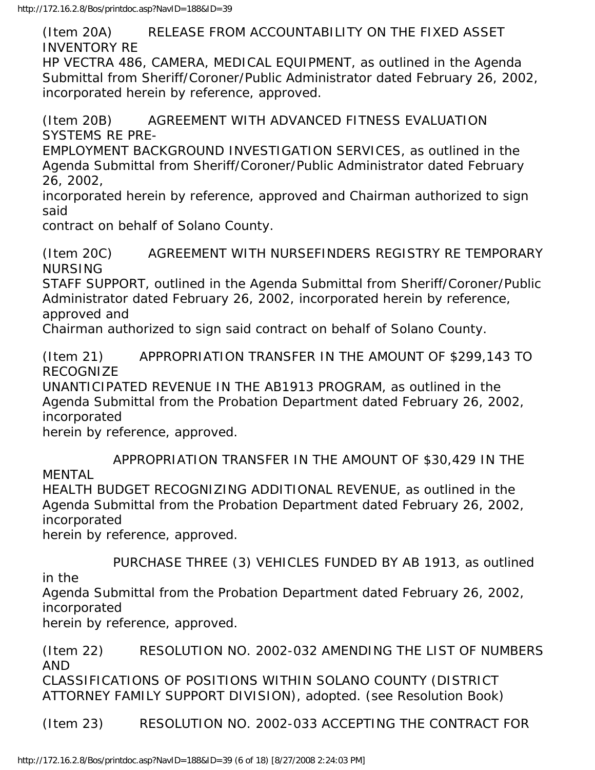(Item 20A) RELEASE FROM ACCOUNTABILITY ON THE FIXED ASSET INVENTORY RE HP VECTRA 486, CAMERA, MEDICAL EQUIPMENT, as outlined in the Agenda Submittal from Sheriff/Coroner/Public Administrator dated February 26, 2002, incorporated herein by reference, approved.

(Item 20B) AGREEMENT WITH ADVANCED FITNESS EVALUATION SYSTEMS RE PRE-EMPLOYMENT BACKGROUND INVESTIGATION SERVICES, as outlined in the Agenda Submittal from Sheriff/Coroner/Public Administrator dated February 26, 2002, incorporated herein by reference, approved and Chairman authorized to sign said contract on behalf of Solano County.

(Item 20C) AGREEMENT WITH NURSEFINDERS REGISTRY RE TEMPORARY NURSING STAFF SUPPORT, outlined in the Agenda Submittal from Sheriff/Coroner/Public Administrator dated February 26, 2002, incorporated herein by reference, approved and Chairman authorized to sign said contract on behalf of Solano County.

(Item 21) APPROPRIATION TRANSFER IN THE AMOUNT OF $299,143 TO RECOGNIZE UNANTICIPATED REVENUE IN THE AB1913 PROGRAM, as outlined in the Agenda Submittal from the Probation Department dated February 26, 2002, incorporated herein by reference, approved.

APPROPRIATION TRANSFER IN THE AMOUNT OF $30,429 IN THE MENTAL HEALTH BUDGET RECOGNIZING ADDITIONAL REVENUE, as outlined in the Agenda Submittal from the Probation Department dated February 26, 2002, incorporated herein by reference, approved.

PURCHASE THREE (3) VEHICLES FUNDED BY AB 1913, as outlined in the Agenda Submittal from the Probation Department dated February 26, 2002, incorporated herein by reference, approved.

(Item 22) RESOLUTION NO. 2002-032 AMENDING THE LIST OF NUMBERS AND CLASSIFICATIONS OF POSITIONS WITHIN SOLANO COUNTY (DISTRICT ATTORNEY FAMILY SUPPORT DIVISION), adopted. (see Resolution Book)

(Item 23) RESOLUTION NO. 2002-033 ACCEPTING THE CONTRACT FOR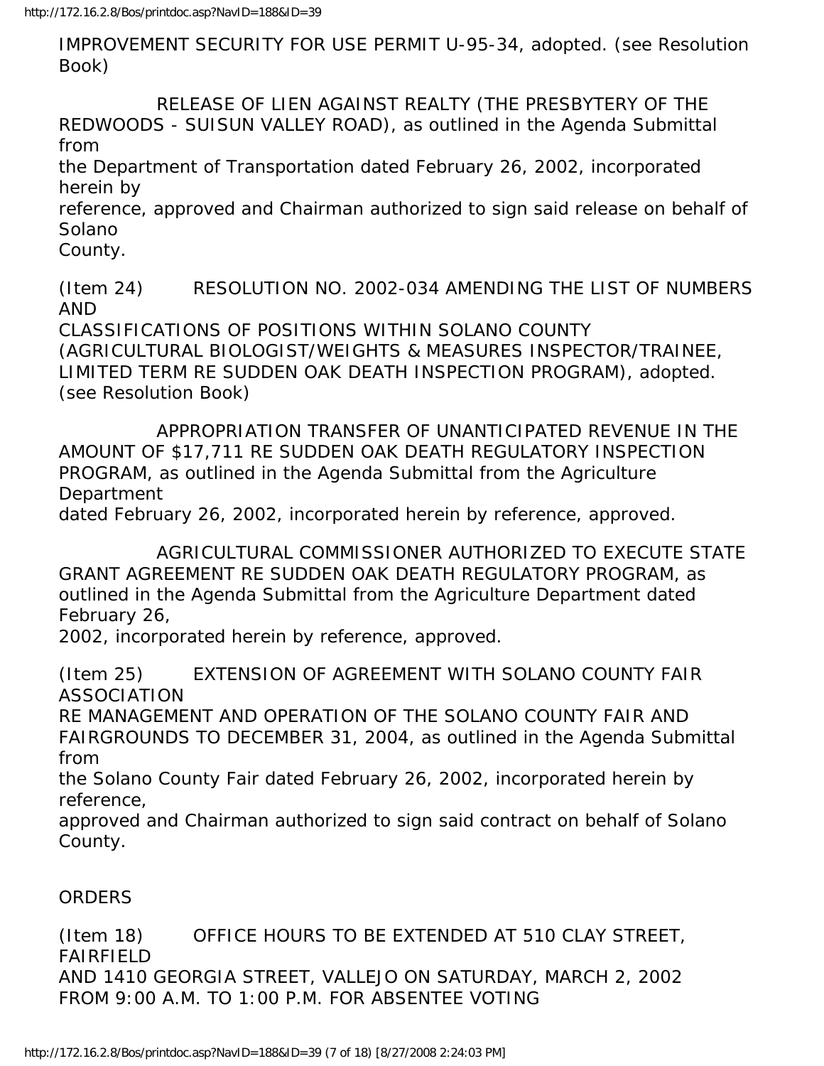IMPROVEMENT SECURITY FOR USE PERMIT U-95-34, adopted. (see Resolution Book)

RELEASE OF LIEN AGAINST REALTY (THE PRESBYTERY OF THE REDWOODS - SUISUN VALLEY ROAD), as outlined in the Agenda Submittal from the Department of Transportation dated February 26, 2002, incorporated herein by reference, approved and Chairman authorized to sign said release on behalf of Solano County.

(Item 24) RESOLUTION NO. 2002-034 AMENDING THE LIST OF NUMBERS AND CLASSIFICATIONS OF POSITIONS WITHIN SOLANO COUNTY (AGRICULTURAL BIOLOGIST/WEIGHTS & MEASURES INSPECTOR/TRAINEE, LIMITED TERM RE SUDDEN OAK DEATH INSPECTION PROGRAM), adopted. (see Resolution Book)

APPROPRIATION TRANSFER OF UNANTICIPATED REVENUE IN THE AMOUNT OF $17,711 RE SUDDEN OAK DEATH REGULATORY INSPECTION PROGRAM, as outlined in the Agenda Submittal from the Agriculture Department dated February 26, 2002, incorporated herein by reference, approved.

AGRICULTURAL COMMISSIONER AUTHORIZED TO EXECUTE STATE GRANT AGREEMENT RE SUDDEN OAK DEATH REGULATORY PROGRAM, as outlined in the Agenda Submittal from the Agriculture Department dated February 26, 2002, incorporated herein by reference, approved.

(Item 25) EXTENSION OF AGREEMENT WITH SOLANO COUNTY FAIR ASSOCIATION RE MANAGEMENT AND OPERATION OF THE SOLANO COUNTY FAIR AND FAIRGROUNDS TO DECEMBER 31, 2004, as outlined in the Agenda Submittal from the Solano County Fair dated February 26, 2002, incorporated herein by reference, approved and Chairman authorized to sign said contract on behalf of Solano County.

ORDERS

(Item 18) OFFICE HOURS TO BE EXTENDED AT 510 CLAY STREET, FAIRFIELD AND 1410 GEORGIA STREET, VALLEJO ON SATURDAY, MARCH 2, 2002 FROM 9:00 A.M. TO 1:00 P.M. FOR ABSENTEE VOTING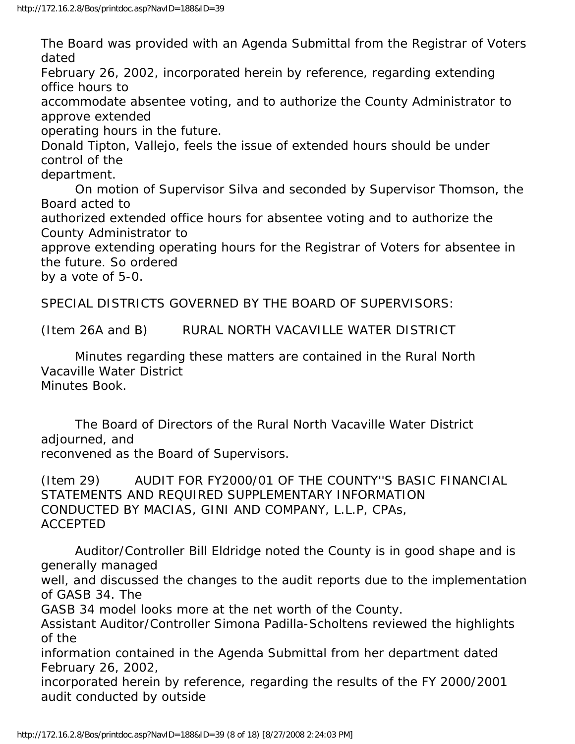The Board was provided with an Agenda Submittal from the Registrar of Voters dated February 26, 2002, incorporated herein by reference, regarding extending office hours to accommodate absentee voting, and to authorize the County Administrator to approve extended operating hours in the future.

Donald Tipton, Vallejo, feels the issue of extended hours should be under control of the department.

On motion of Supervisor Silva and seconded by Supervisor Thomson, the Board acted to authorized extended office hours for absentee voting and to authorize the County Administrator to approve extending operating hours for the Registrar of Voters for absentee in the future. So ordered by a vote of 5-0.

SPECIAL DISTRICTS GOVERNED BY THE BOARD OF SUPERVISORS:

(Item 26A and B) RURAL NORTH VACAVILLE WATER DISTRICT

Minutes regarding these matters are contained in the Rural North Vacaville Water District Minutes Book.

The Board of Directors of the Rural North Vacaville Water District adjourned, and reconvened as the Board of Supervisors.

(Item 29) AUDIT FOR FY2000/01 OF THE COUNTY''S BASIC FINANCIAL STATEMENTS AND REQUIRED SUPPLEMENTARY INFORMATION CONDUCTED BY MACIAS, GINI AND COMPANY, L.L.P, CPAs, ACCEPTED

Auditor/Controller Bill Eldridge noted the County is in good shape and is generally managed well, and discussed the changes to the audit reports due to the implementation of GASB 34. The GASB 34 model looks more at the net worth of the County.

Assistant Auditor/Controller Simona Padilla-Scholtens reviewed the highlights of the information contained in the Agenda Submittal from her department dated February 26, 2002, incorporated herein by reference, regarding the results of the FY 2000/2001 audit conducted by outside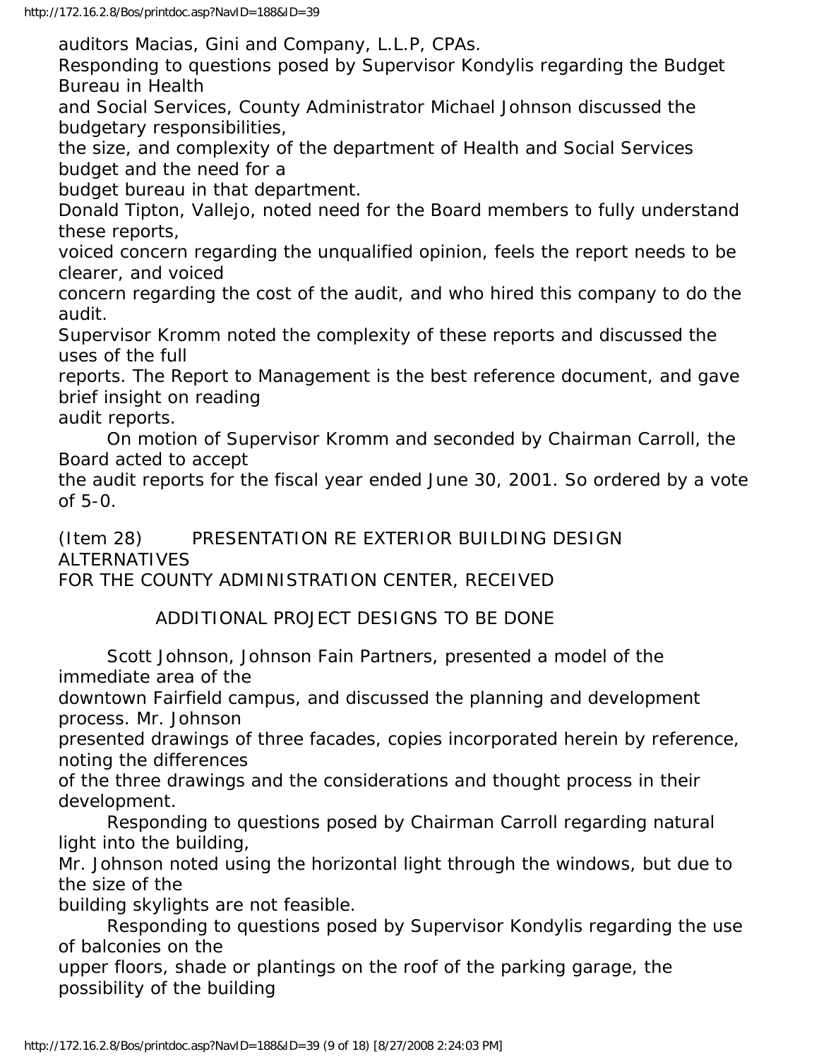auditors Macias, Gini and Company, L.L.P, CPAs.

Responding to questions posed by Supervisor Kondylis regarding the Budget Bureau in Health and Social Services, County Administrator Michael Johnson discussed the budgetary responsibilities, the size, and complexity of the department of Health and Social Services budget and the need for a budget bureau in that department.

Donald Tipton, Vallejo, noted need for the Board members to fully understand these reports, voiced concern regarding the unqualified opinion, feels the report needs to be clearer, and voiced concern regarding the cost of the audit, and who hired this company to do the audit.

Supervisor Kromm noted the complexity of these reports and discussed the uses of the full reports. The Report to Management is the best reference document, and gave brief insight on reading audit reports.

On motion of Supervisor Kromm and seconded by Chairman Carroll, the Board acted to accept the audit reports for the fiscal year ended June 30, 2001. So ordered by a vote of 5-0.

(Item 28) PRESENTATION RE EXTERIOR BUILDING DESIGN ALTERNATIVES FOR THE COUNTY ADMINISTRATION CENTER, RECEIVED

ADDITIONAL PROJECT DESIGNS TO BE DONE

Scott Johnson, Johnson Fain Partners, presented a model of the immediate area of the downtown Fairfield campus, and discussed the planning and development process. Mr. Johnson presented drawings of three facades, copies incorporated herein by reference, noting the differences of the three drawings and the considerations and thought process in their development.

Responding to questions posed by Chairman Carroll regarding natural light into the building, Mr. Johnson noted using the horizontal light through the windows, but due to the size of the building skylights are not feasible.

Responding to questions posed by Supervisor Kondylis regarding the use of balconies on the upper floors, shade or plantings on the roof of the parking garage, the possibility of the building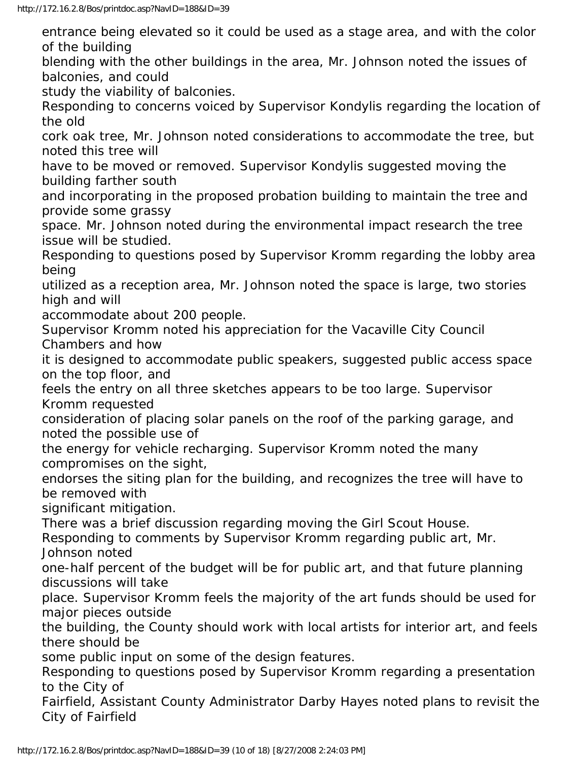entrance being elevated so it could be used as a stage area, and with the color of the building blending with the other buildings in the area, Mr. Johnson noted the issues of balconies, and could study the viability of balconies.

Responding to concerns voiced by Supervisor Kondylis regarding the location of the old cork oak tree, Mr. Johnson noted considerations to accommodate the tree, but noted this tree will have to be moved or removed. Supervisor Kondylis suggested moving the building farther south and incorporating in the proposed probation building to maintain the tree and provide some grassy space. Mr. Johnson noted during the environmental impact research the tree issue will be studied.

Responding to questions posed by Supervisor Kromm regarding the lobby area being utilized as a reception area, Mr. Johnson noted the space is large, two stories high and will accommodate about 200 people.

Supervisor Kromm noted his appreciation for the Vacaville City Council Chambers and how it is designed to accommodate public speakers, suggested public access space on the top floor, and feels the entry on all three sketches appears to be too large. Supervisor Kromm requested consideration of placing solar panels on the roof of the parking garage, and noted the possible use of the energy for vehicle recharging. Supervisor Kromm noted the many compromises on the sight, endorses the siting plan for the building, and recognizes the tree will have to be removed with significant mitigation.

There was a brief discussion regarding moving the Girl Scout House.

Responding to comments by Supervisor Kromm regarding public art, Mr. Johnson noted one-half percent of the budget will be for public art, and that future planning discussions will take place. Supervisor Kromm feels the majority of the art funds should be used for major pieces outside the building, the County should work with local artists for interior art, and feels there should be some public input on some of the design features.

Responding to questions posed by Supervisor Kromm regarding a presentation to the City of Fairfield, Assistant County Administrator Darby Hayes noted plans to revisit the City of Fairfield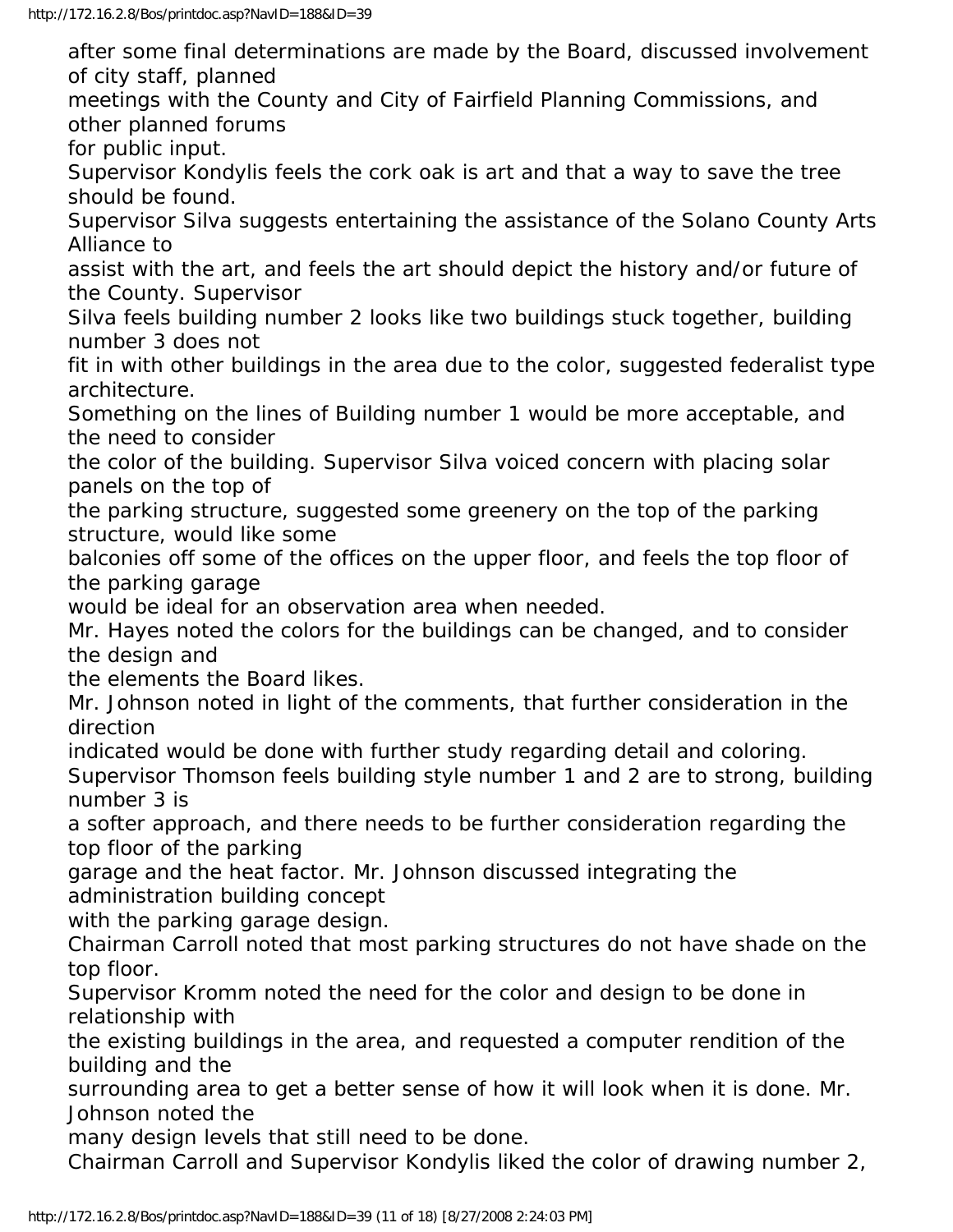after some final determinations are made by the Board, discussed involvement of city staff, planned meetings with the County and City of Fairfield Planning Commissions, and other planned forums for public input.

Supervisor Kondylis feels the cork oak is art and that a way to save the tree should be found.

Supervisor Silva suggests entertaining the assistance of the Solano County Arts Alliance to assist with the art, and feels the art should depict the history and/or future of the County. Supervisor Silva feels building number 2 looks like two buildings stuck together, building number 3 does not fit in with other buildings in the area due to the color, suggested federalist type architecture. Something on the lines of Building number 1 would be more acceptable, and the need to consider the color of the building. Supervisor Silva voiced concern with placing solar panels on the top of the parking structure, suggested some greenery on the top of the parking structure, would like some balconies off some of the offices on the upper floor, and feels the top floor of the parking garage would be ideal for an observation area when needed.

Mr. Hayes noted the colors for the buildings can be changed, and to consider the design and the elements the Board likes.

Mr. Johnson noted in light of the comments, that further consideration in the direction indicated would be done with further study regarding detail and coloring.

Supervisor Thomson feels building style number 1 and 2 are to strong, building number 3 is a softer approach, and there needs to be further consideration regarding the top floor of the parking garage and the heat factor. Mr. Johnson discussed integrating the administration building concept with the parking garage design.

Chairman Carroll noted that most parking structures do not have shade on the top floor.

Supervisor Kromm noted the need for the color and design to be done in relationship with the existing buildings in the area, and requested a computer rendition of the building and the surrounding area to get a better sense of how it will look when it is done. Mr. Johnson noted the many design levels that still need to be done.

Chairman Carroll and Supervisor Kondylis liked the color of drawing number 2,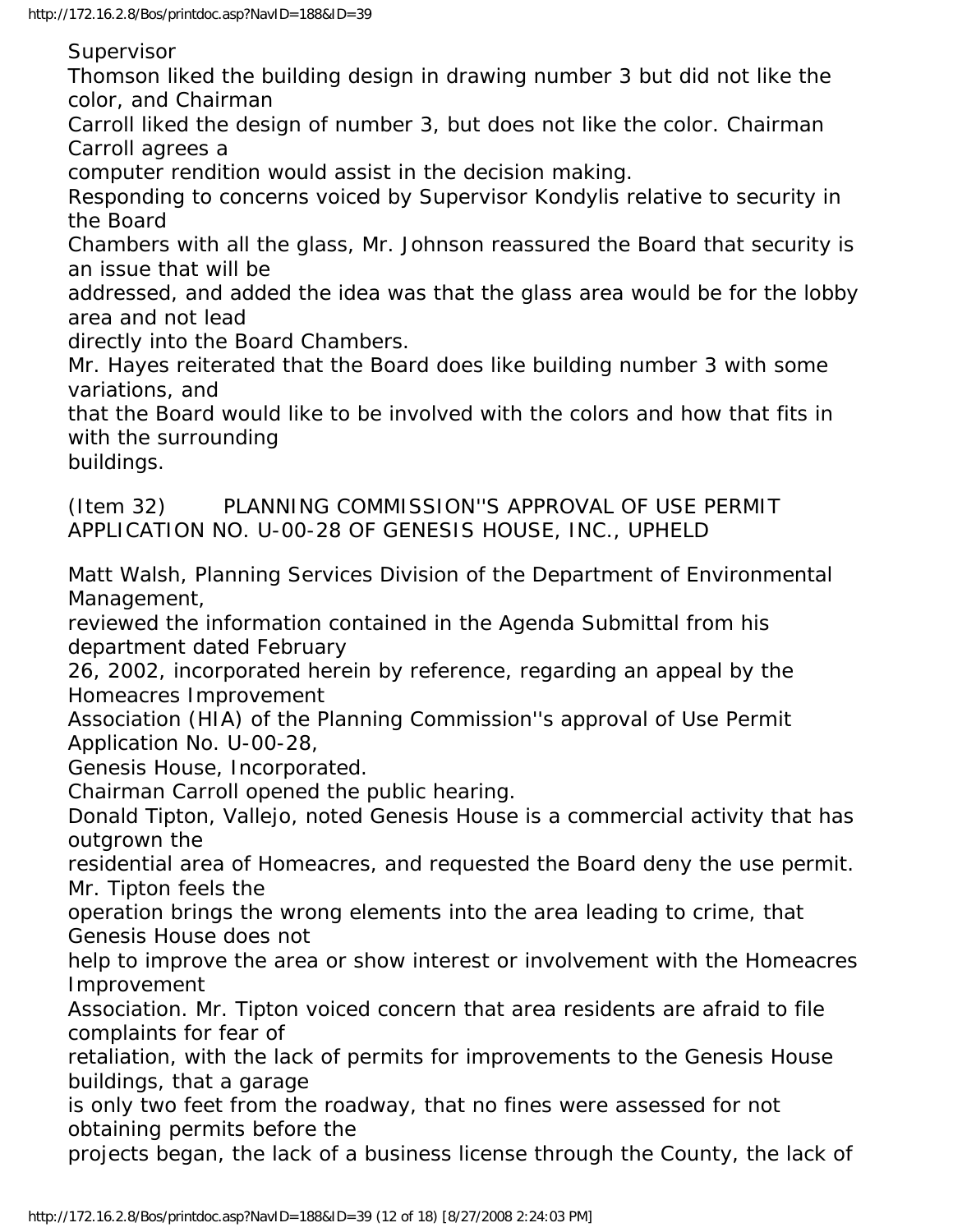Supervisor Thomson liked the building design in drawing number 3 but did not like the color, and Chairman Carroll liked the design of number 3, but does not like the color. Chairman Carroll agrees a computer rendition would assist in the decision making.

Responding to concerns voiced by Supervisor Kondylis relative to security in the Board Chambers with all the glass, Mr. Johnson reassured the Board that security is an issue that will be addressed, and added the idea was that the glass area would be for the lobby area and not lead directly into the Board Chambers.

Mr. Hayes reiterated that the Board does like building number 3 with some variations, and that the Board would like to be involved with the colors and how that fits in with the surrounding buildings.

(Item 32) PLANNING COMMISSION''S APPROVAL OF USE PERMIT APPLICATION NO. U-00-28 OF GENESIS HOUSE, INC., UPHELD

Matt Walsh, Planning Services Division of the Department of Environmental Management, reviewed the information contained in the Agenda Submittal from his department dated February 26, 2002, incorporated herein by reference, regarding an appeal by the Homeacres Improvement Association (HIA) of the Planning Commission''s approval of Use Permit Application No. U-00-28, Genesis House, Incorporated.

Chairman Carroll opened the public hearing.

Donald Tipton, Vallejo, noted Genesis House is a commercial activity that has outgrown the residential area of Homeacres, and requested the Board deny the use permit. Mr. Tipton feels the operation brings the wrong elements into the area leading to crime, that Genesis House does not help to improve the area or show interest or involvement with the Homeacres Improvement Association. Mr. Tipton voiced concern that area residents are afraid to file complaints for fear of retaliation, with the lack of permits for improvements to the Genesis House buildings, that a garage is only two feet from the roadway, that no fines were assessed for not obtaining permits before the projects began, the lack of a business license through the County, the lack of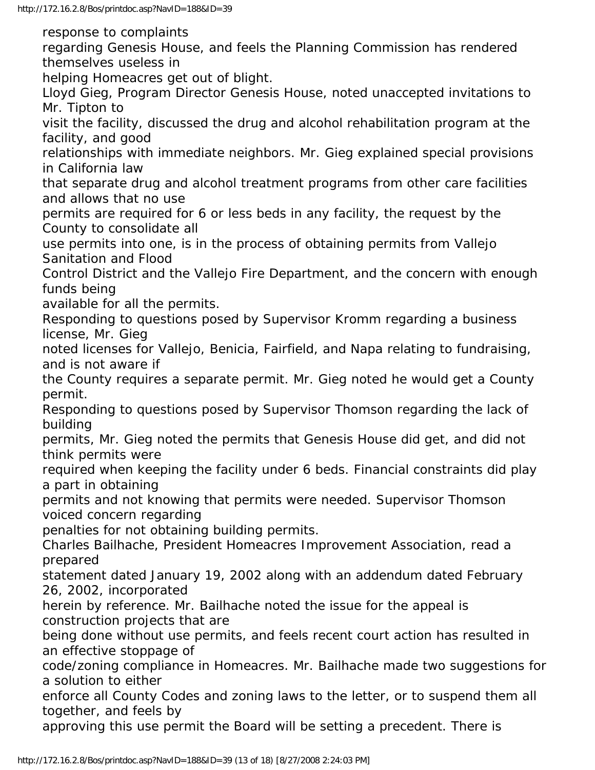response to complaints regarding Genesis House, and feels the Planning Commission has rendered themselves useless in helping Homeacres get out of blight.

Lloyd Gieg, Program Director Genesis House, noted unaccepted invitations to Mr. Tipton to visit the facility, discussed the drug and alcohol rehabilitation program at the facility, and good relationships with immediate neighbors. Mr. Gieg explained special provisions in California law that separate drug and alcohol treatment programs from other care facilities and allows that no use permits are required for 6 or less beds in any facility, the request by the County to consolidate all use permits into one, is in the process of obtaining permits from Vallejo Sanitation and Flood Control District and the Vallejo Fire Department, and the concern with enough funds being available for all the permits.

Responding to questions posed by Supervisor Kromm regarding a business license, Mr. Gieg noted licenses for Vallejo, Benicia, Fairfield, and Napa relating to fundraising, and is not aware if the County requires a separate permit. Mr. Gieg noted he would get a County permit.

Responding to questions posed by Supervisor Thomson regarding the lack of building permits, Mr. Gieg noted the permits that Genesis House did get, and did not think permits were required when keeping the facility under 6 beds. Financial constraints did play a part in obtaining permits and not knowing that permits were needed. Supervisor Thomson voiced concern regarding penalties for not obtaining building permits.

Charles Bailhache, President Homeacres Improvement Association, read a prepared statement dated January 19, 2002 along with an addendum dated February 26, 2002, incorporated herein by reference. Mr. Bailhache noted the issue for the appeal is construction projects that are being done without use permits, and feels recent court action has resulted in an effective stoppage of code/zoning compliance in Homeacres. Mr. Bailhache made two suggestions for a solution to either enforce all County Codes and zoning laws to the letter, or to suspend them all together, and feels by approving this use permit the Board will be setting a precedent. There is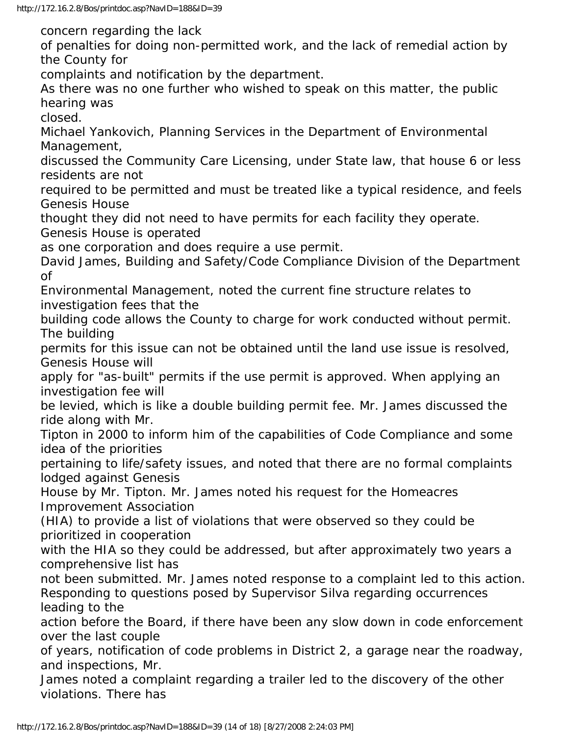concern regarding the lack of penalties for doing non-permitted work, and the lack of remedial action by the County for complaints and notification by the department.

As there was no one further who wished to speak on this matter, the public hearing was closed.

Michael Yankovich, Planning Services in the Department of Environmental Management, discussed the Community Care Licensing, under State law, that house 6 or less residents are not required to be permitted and must be treated like a typical residence, and feels Genesis House thought they did not need to have permits for each facility they operate. Genesis House is operated as one corporation and does require a use permit.

David James, Building and Safety/Code Compliance Division of the Department of Environmental Management, noted the current fine structure relates to investigation fees that the building code allows the County to charge for work conducted without permit. The building permits for this issue can not be obtained until the land use issue is resolved, Genesis House will apply for "as-built" permits if the use permit is approved. When applying an investigation fee will be levied, which is like a double building permit fee. Mr. James discussed the ride along with Mr. Tipton in 2000 to inform him of the capabilities of Code Compliance and some idea of the priorities pertaining to life/safety issues, and noted that there are no formal complaints lodged against Genesis House by Mr. Tipton. Mr. James noted his request for the Homeacres Improvement Association (HIA) to provide a list of violations that were observed so they could be prioritized in cooperation with the HIA so they could be addressed, but after approximately two years a comprehensive list has not been submitted. Mr. James noted response to a complaint led to this action.

Responding to questions posed by Supervisor Silva regarding occurrences leading to the action before the Board, if there have been any slow down in code enforcement over the last couple of years, notification of code problems in District 2, a garage near the roadway, and inspections, Mr. James noted a complaint regarding a trailer led to the discovery of the other violations. There has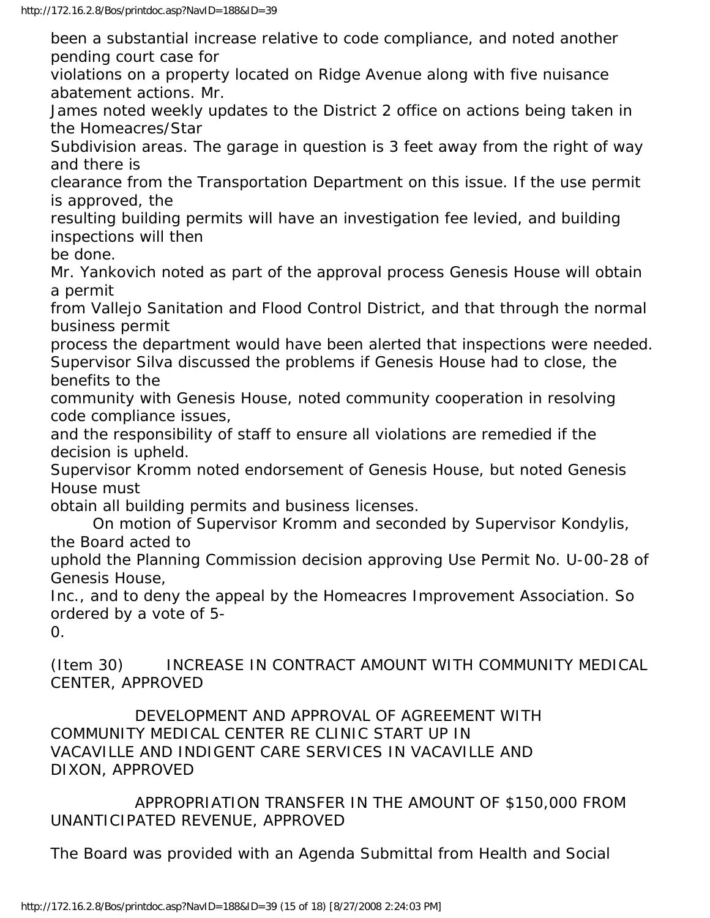been a substantial increase relative to code compliance, and noted another pending court case for violations on a property located on Ridge Avenue along with five nuisance abatement actions. Mr. James noted weekly updates to the District 2 office on actions being taken in the Homeacres/Star Subdivision areas. The garage in question is 3 feet away from the right of way and there is clearance from the Transportation Department on this issue. If the use permit is approved, the resulting building permits will have an investigation fee levied, and building inspections will then be done.

Mr. Yankovich noted as part of the approval process Genesis House will obtain a permit from Vallejo Sanitation and Flood Control District, and that through the normal business permit process the department would have been alerted that inspections were needed.

Supervisor Silva discussed the problems if Genesis House had to close, the benefits to the community with Genesis House, noted community cooperation in resolving code compliance issues, and the responsibility of staff to ensure all violations are remedied if the decision is upheld.

Supervisor Kromm noted endorsement of Genesis House, but noted Genesis House must obtain all building permits and business licenses.

On motion of Supervisor Kromm and seconded by Supervisor Kondylis, the Board acted to uphold the Planning Commission decision approving Use Permit No. U-00-28 of Genesis House, Inc., and to deny the appeal by the Homeacres Improvement Association. So ordered by a vote of 5-0.

(Item 30) INCREASE IN CONTRACT AMOUNT WITH COMMUNITY MEDICAL CENTER, APPROVED

DEVELOPMENT AND APPROVAL OF AGREEMENT WITH COMMUNITY MEDICAL CENTER RE CLINIC START UP IN VACAVILLE AND INDIGENT CARE SERVICES IN VACAVILLE AND DIXON, APPROVED

APPROPRIATION TRANSFER IN THE AMOUNT OF $150,000 FROM UNANTICIPATED REVENUE, APPROVED

The Board was provided with an Agenda Submittal from Health and Social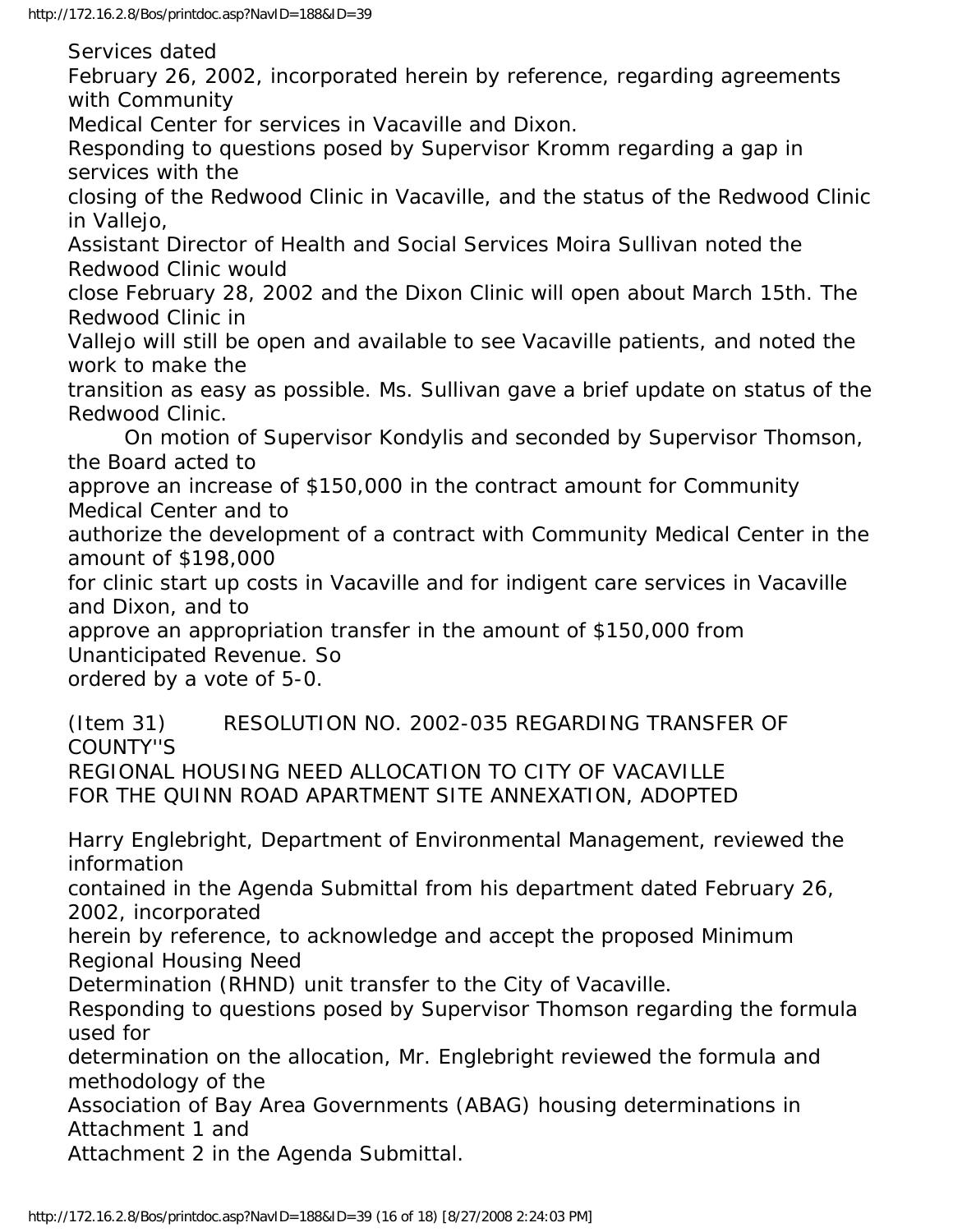Services dated February 26, 2002, incorporated herein by reference, regarding agreements with Community Medical Center for services in Vacaville and Dixon.

Responding to questions posed by Supervisor Kromm regarding a gap in services with the closing of the Redwood Clinic in Vacaville, and the status of the Redwood Clinic in Vallejo, Assistant Director of Health and Social Services Moira Sullivan noted the Redwood Clinic would close February 28, 2002 and the Dixon Clinic will open about March 15th. The Redwood Clinic in Vallejo will still be open and available to see Vacaville patients, and noted the work to make the transition as easy as possible. Ms. Sullivan gave a brief update on status of the Redwood Clinic.

On motion of Supervisor Kondylis and seconded by Supervisor Thomson, the Board acted to approve an increase of $150,000 in the contract amount for Community Medical Center and to authorize the development of a contract with Community Medical Center in the amount of $198,000 for clinic start up costs in Vacaville and for indigent care services in Vacaville and Dixon, and to approve an appropriation transfer in the amount of $150,000 from Unanticipated Revenue. So ordered by a vote of 5-0.

(Item 31) RESOLUTION NO. 2002-035 REGARDING TRANSFER OF COUNTY''S REGIONAL HOUSING NEED ALLOCATION TO CITY OF VACAVILLE FOR THE QUINN ROAD APARTMENT SITE ANNEXATION, ADOPTED

Harry Englebright, Department of Environmental Management, reviewed the information contained in the Agenda Submittal from his department dated February 26, 2002, incorporated herein by reference, to acknowledge and accept the proposed Minimum Regional Housing Need Determination (RHND) unit transfer to the City of Vacaville.

Responding to questions posed by Supervisor Thomson regarding the formula used for determination on the allocation, Mr. Englebright reviewed the formula and methodology of the Association of Bay Area Governments (ABAG) housing determinations in Attachment 1 and Attachment 2 in the Agenda Submittal.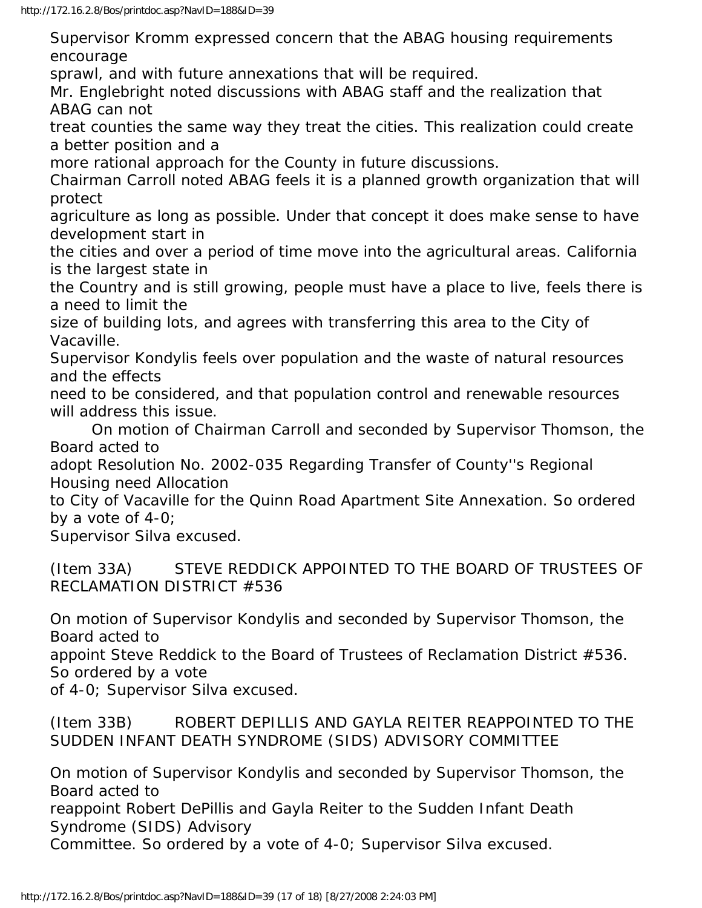Supervisor Kromm expressed concern that the ABAG housing requirements encourage sprawl, and with future annexations that will be required.

Mr. Englebright noted discussions with ABAG staff and the realization that ABAG can not treat counties the same way they treat the cities. This realization could create a better position and a more rational approach for the County in future discussions.

Chairman Carroll noted ABAG feels it is a planned growth organization that will protect agriculture as long as possible. Under that concept it does make sense to have development start in the cities and over a period of time move into the agricultural areas. California is the largest state in the Country and is still growing, people must have a place to live, feels there is a need to limit the size of building lots, and agrees with transferring this area to the City of Vacaville.

Supervisor Kondylis feels over population and the waste of natural resources and the effects need to be considered, and that population control and renewable resources will address this issue.

On motion of Chairman Carroll and seconded by Supervisor Thomson, the Board acted to adopt Resolution No. 2002-035 Regarding Transfer of County''s Regional Housing need Allocation to City of Vacaville for the Quinn Road Apartment Site Annexation. So ordered by a vote of 4-0; Supervisor Silva excused.

(Item 33A) STEVE REDDICK APPOINTED TO THE BOARD OF TRUSTEES OF RECLAMATION DISTRICT #536

On motion of Supervisor Kondylis and seconded by Supervisor Thomson, the Board acted to appoint Steve Reddick to the Board of Trustees of Reclamation District #536. So ordered by a vote of 4-0; Supervisor Silva excused.

(Item 33B) ROBERT DEPILLIS AND GAYLA REITER REAPPOINTED TO THE SUDDEN INFANT DEATH SYNDROME (SIDS) ADVISORY COMMITTEE

On motion of Supervisor Kondylis and seconded by Supervisor Thomson, the Board acted to reappoint Robert DePillis and Gayla Reiter to the Sudden Infant Death Syndrome (SIDS) Advisory Committee. So ordered by a vote of 4-0; Supervisor Silva excused.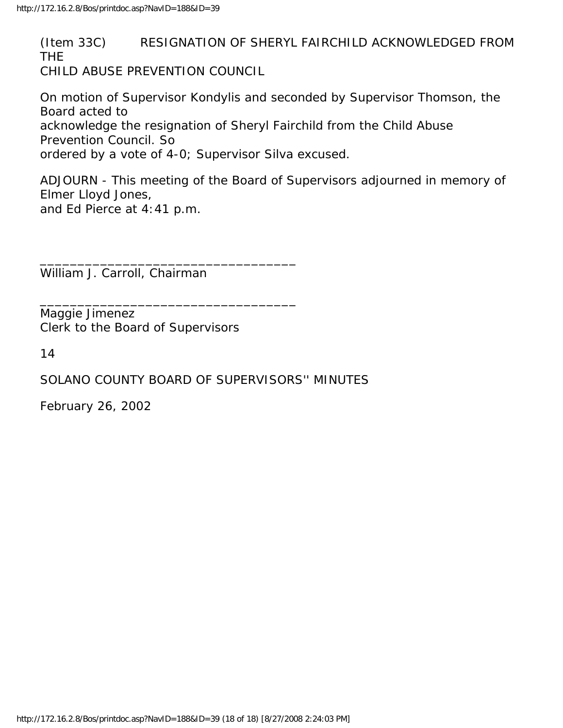(Item 33C) RESIGNATION OF SHERYL FAIRCHILD ACKNOWLEDGED FROM THE CHILD ABUSE PREVENTION COUNCIL

On motion of Supervisor Kondylis and seconded by Supervisor Thomson, the Board acted to acknowledge the resignation of Sheryl Fairchild from the Child Abuse Prevention Council. So ordered by a vote of 4-0; Supervisor Silva excused.

ADJOURN - This meeting of the Board of Supervisors adjourned in memory of Elmer Lloyd Jones, and Ed Pierce at 4:41 p.m.

_________________________________
William J. Carroll, Chairman

_________________________________
Maggie Jimenez
Clerk to the Board of Supervisors